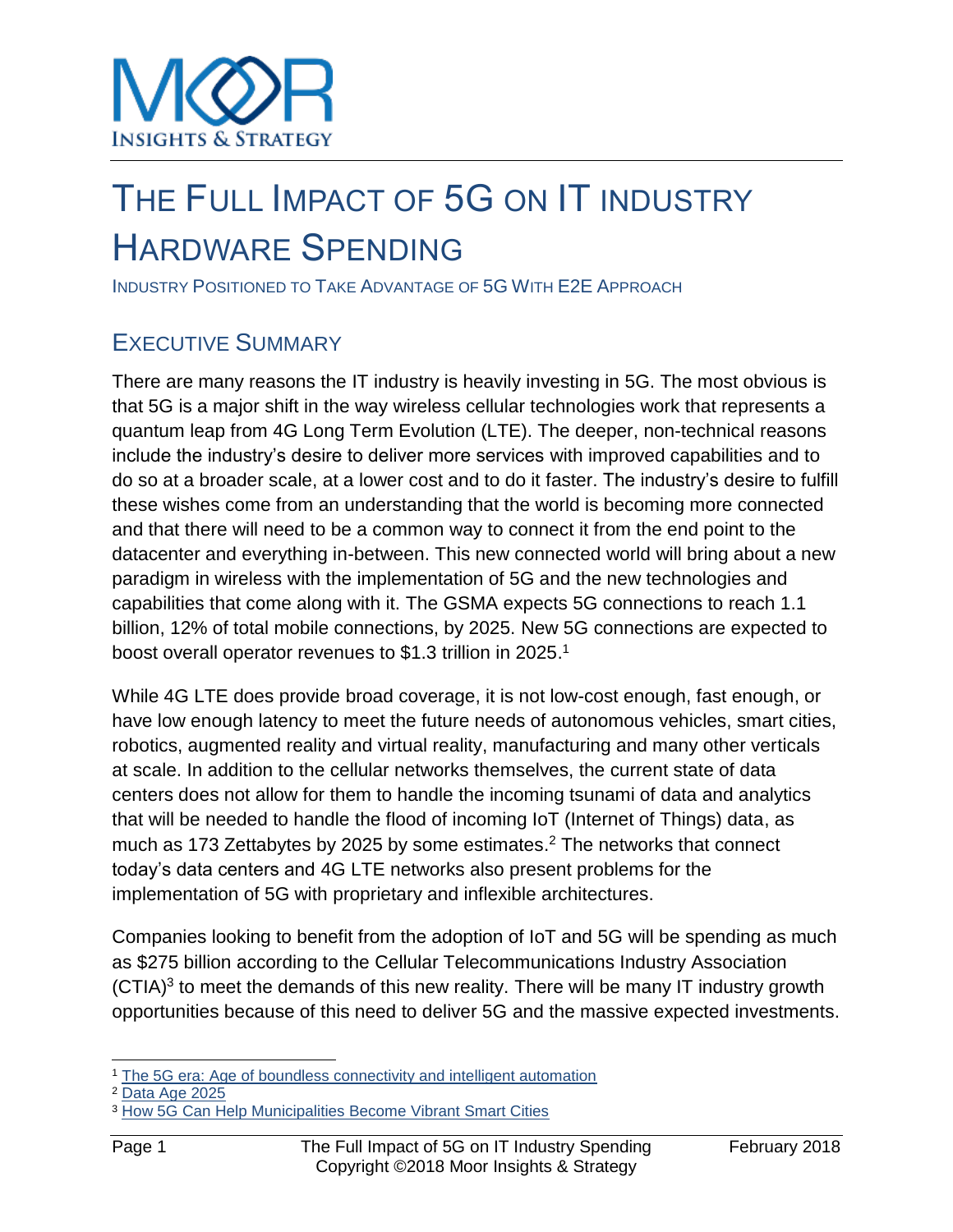# THE FULL IMPACT OF 5G ON IT INDUSTRY HARDWARE SPENDING

INDUSTRY POSITIONED TO TAKE ADVANTAGE OF 5G WITH E2E APPROACH

## EXECUTIVE SUMMARY

There are many reasons the IT industry is heavily investing in 5G. The most obvious is that 5G is a major shift in the way wireless cellular technologies work that represents a quantum leap from 4G Long Term Evolution (LTE). The deeper, non-technical reasons include the industry's desire to deliver more services with improved capabilities and to do so at a broader scale, at a lower cost and to do it faster. The industry's desire to fulfill these wishes come from an understanding that the world is becoming more connected and that there will need to be a common way to connect it from the end point to the datacenter and everything in-between. This new connected world will bring about a new paradigm in wireless with the implementation of 5G and the new technologies and capabilities that come along with it. The GSMA expects 5G connections to reach 1.1 billion, 12% of total mobile connections, by 2025. New 5G connections are expected to boost overall operator revenues to $1.3 trillion in 2025.[1]

While 4G LTE does provide broad coverage, it is not low-cost enough, fast enough, or have low enough latency to meet the future needs of autonomous vehicles, smart cities, robotics, augmented reality and virtual reality, manufacturing and many other verticals at scale. In addition to the cellular networks themselves, the current state of data centers does not allow for them to handle the incoming tsunami of data and analytics that will be needed to handle the flood of incoming IoT (Internet of Things) data, as much as 173 Zettabytes by 2025 by some estimates.[2] The networks that connect today's data centers and 4G LTE networks also present problems for the implementation of 5G with proprietary and inflexible architectures.

Companies looking to benefit from the adoption of IoT and 5G will be spending as much as $275 billion according to the Cellular Telecommunications Industry Association (CTIA)[3] to meet the demands of this new reality. There will be many IT industry growth opportunities because of this need to deliver 5G and the massive expected investments.

---

[1] The 5G era: Age of boundless connectivity and intelligent automation

[2] Data Age 2025

[3] How 5G Can Help Municipalities Become Vibrant Smart Cities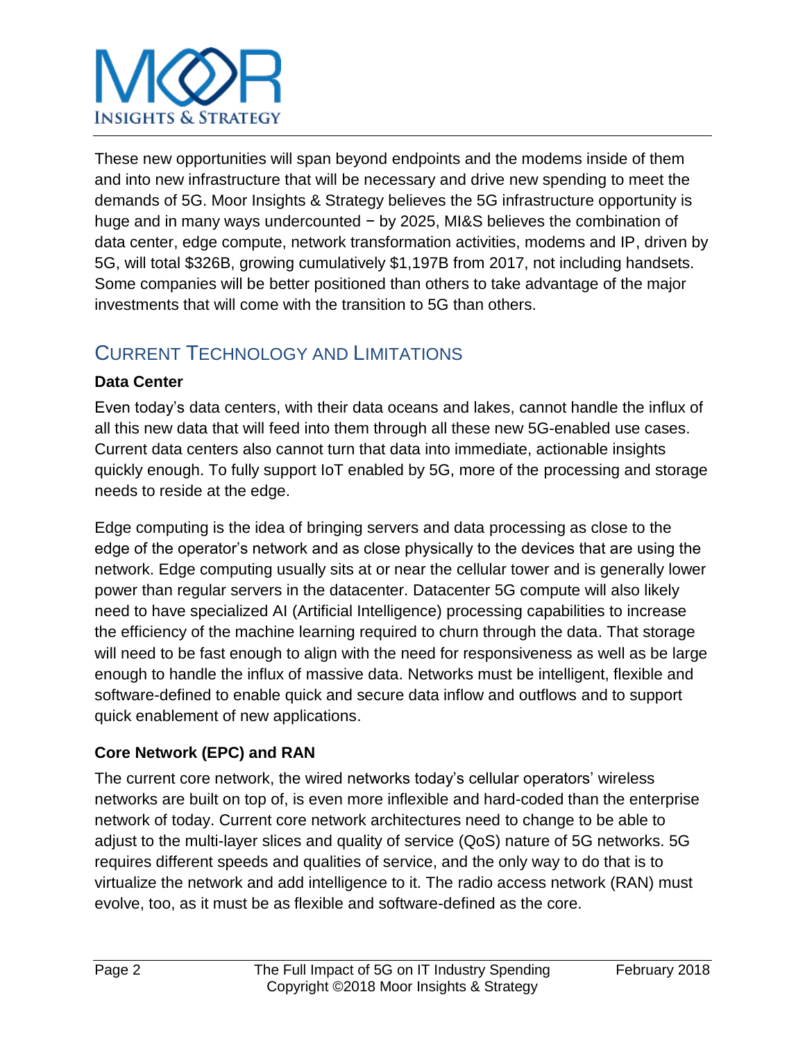These new opportunities will span beyond endpoints and the modems inside of them and into new infrastructure that will be necessary and drive new spending to meet the demands of 5G. Moor Insights & Strategy believes the 5G infrastructure opportunity is huge and in many ways undercounted − by 2025, MI&S believes the combination of data center, edge compute, network transformation activities, modems and IP, driven by 5G, will total $326B, growing cumulatively $1,197B from 2017, not including handsets. Some companies will be better positioned than others to take advantage of the major investments that will come with the transition to 5G than others.

## Current Technology and Limitations

### Data Center

Even today's data centers, with their data oceans and lakes, cannot handle the influx of all this new data that will feed into them through all these new 5G-enabled use cases. Current data centers also cannot turn that data into immediate, actionable insights quickly enough. To fully support IoT enabled by 5G, more of the processing and storage needs to reside at the edge.

Edge computing is the idea of bringing servers and data processing as close to the edge of the operator's network and as close physically to the devices that are using the network. Edge computing usually sits at or near the cellular tower and is generally lower power than regular servers in the datacenter. Datacenter 5G compute will also likely need to have specialized AI (Artificial Intelligence) processing capabilities to increase the efficiency of the machine learning required to churn through the data. That storage will need to be fast enough to align with the need for responsiveness as well as be large enough to handle the influx of massive data. Networks must be intelligent, flexible and software-defined to enable quick and secure data inflow and outflows and to support quick enablement of new applications.

### Core Network (EPC) and RAN

The current core network, the wired networks today's cellular operators' wireless networks are built on top of, is even more inflexible and hard-coded than the enterprise network of today. Current core network architectures need to change to be able to adjust to the multi-layer slices and quality of service (QoS) nature of 5G networks. 5G requires different speeds and qualities of service, and the only way to do that is to virtualize the network and add intelligence to it. The radio access network (RAN) must evolve, too, as it must be as flexible and software-defined as the core.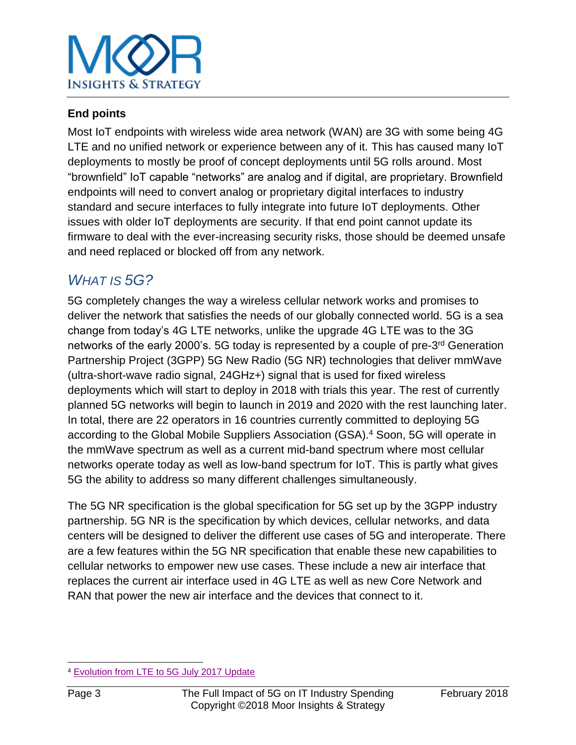**End points**

Most IoT endpoints with wireless wide area network (WAN) are 3G with some being 4G LTE and no unified network or experience between any of it. This has caused many IoT deployments to mostly be proof of concept deployments until 5G rolls around. Most "brownfield" IoT capable "networks" are analog and if digital, are proprietary. Brownfield endpoints will need to convert analog or proprietary digital interfaces to industry standard and secure interfaces to fully integrate into future IoT deployments. Other issues with older IoT deployments are security. If that end point cannot update its firmware to deal with the ever-increasing security risks, those should be deemed unsafe and need replaced or blocked off from any network.

## *WHAT IS 5G?*

5G completely changes the way a wireless cellular network works and promises to deliver the network that satisfies the needs of our globally connected world. 5G is a sea change from today's 4G LTE networks, unlike the upgrade 4G LTE was to the 3G networks of the early 2000's. 5G today is represented by a couple of pre-3rd Generation Partnership Project (3GPP) 5G New Radio (5G NR) technologies that deliver mmWave (ultra-short-wave radio signal, 24GHz+) signal that is used for fixed wireless deployments which will start to deploy in 2018 with trials this year. The rest of currently planned 5G networks will begin to launch in 2019 and 2020 with the rest launching later. In total, there are 22 operators in 16 countries currently committed to deploying 5G according to the Global Mobile Suppliers Association (GSA).[4] Soon, 5G will operate in the mmWave spectrum as well as a current mid-band spectrum where most cellular networks operate today as well as low-band spectrum for IoT. This is partly what gives 5G the ability to address so many different challenges simultaneously.

The 5G NR specification is the global specification for 5G set up by the 3GPP industry partnership. 5G NR is the specification by which devices, cellular networks, and data centers will be designed to deliver the different use cases of 5G and interoperate. There are a few features within the 5G NR specification that enable these new capabilities to cellular networks to empower new use cases. These include a new air interface that replaces the current air interface used in 4G LTE as well as new Core Network and RAN that power the new air interface and the devices that connect to it.

[4] Evolution from LTE to 5G July 2017 Update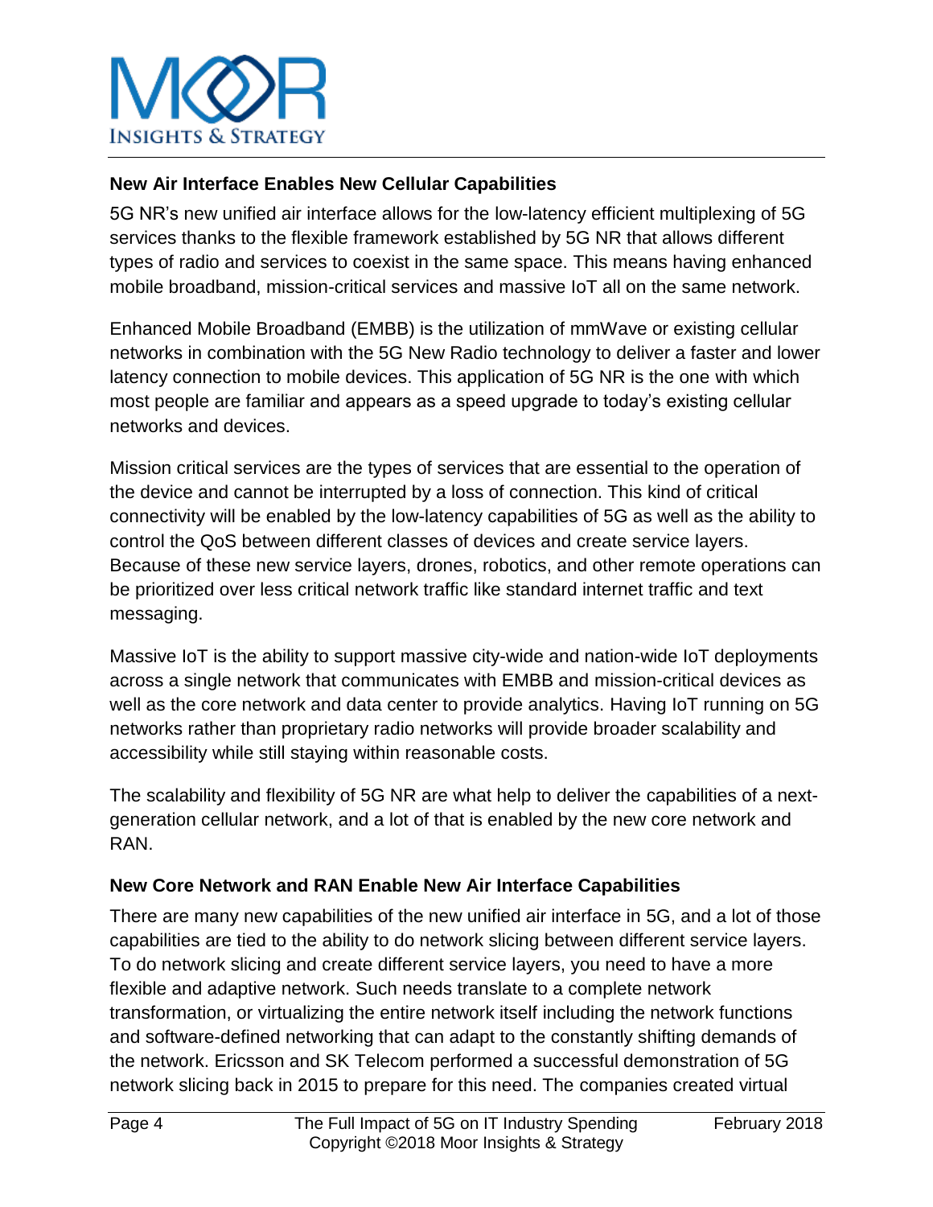### New Air Interface Enables New Cellular Capabilities

5G NR's new unified air interface allows for the low-latency efficient multiplexing of 5G services thanks to the flexible framework established by 5G NR that allows different types of radio and services to coexist in the same space. This means having enhanced mobile broadband, mission-critical services and massive IoT all on the same network.

Enhanced Mobile Broadband (EMBB) is the utilization of mmWave or existing cellular networks in combination with the 5G New Radio technology to deliver a faster and lower latency connection to mobile devices. This application of 5G NR is the one with which most people are familiar and appears as a speed upgrade to today's existing cellular networks and devices.

Mission critical services are the types of services that are essential to the operation of the device and cannot be interrupted by a loss of connection. This kind of critical connectivity will be enabled by the low-latency capabilities of 5G as well as the ability to control the QoS between different classes of devices and create service layers. Because of these new service layers, drones, robotics, and other remote operations can be prioritized over less critical network traffic like standard internet traffic and text messaging.

Massive IoT is the ability to support massive city-wide and nation-wide IoT deployments across a single network that communicates with EMBB and mission-critical devices as well as the core network and data center to provide analytics. Having IoT running on 5G networks rather than proprietary radio networks will provide broader scalability and accessibility while still staying within reasonable costs.

The scalability and flexibility of 5G NR are what help to deliver the capabilities of a next-generation cellular network, and a lot of that is enabled by the new core network and RAN.

### New Core Network and RAN Enable New Air Interface Capabilities

There are many new capabilities of the new unified air interface in 5G, and a lot of those capabilities are tied to the ability to do network slicing between different service layers. To do network slicing and create different service layers, you need to have a more flexible and adaptive network. Such needs translate to a complete network transformation, or virtualizing the entire network itself including the network functions and software-defined networking that can adapt to the constantly shifting demands of the network. Ericsson and SK Telecom performed a successful demonstration of 5G network slicing back in 2015 to prepare for this need. The companies created virtual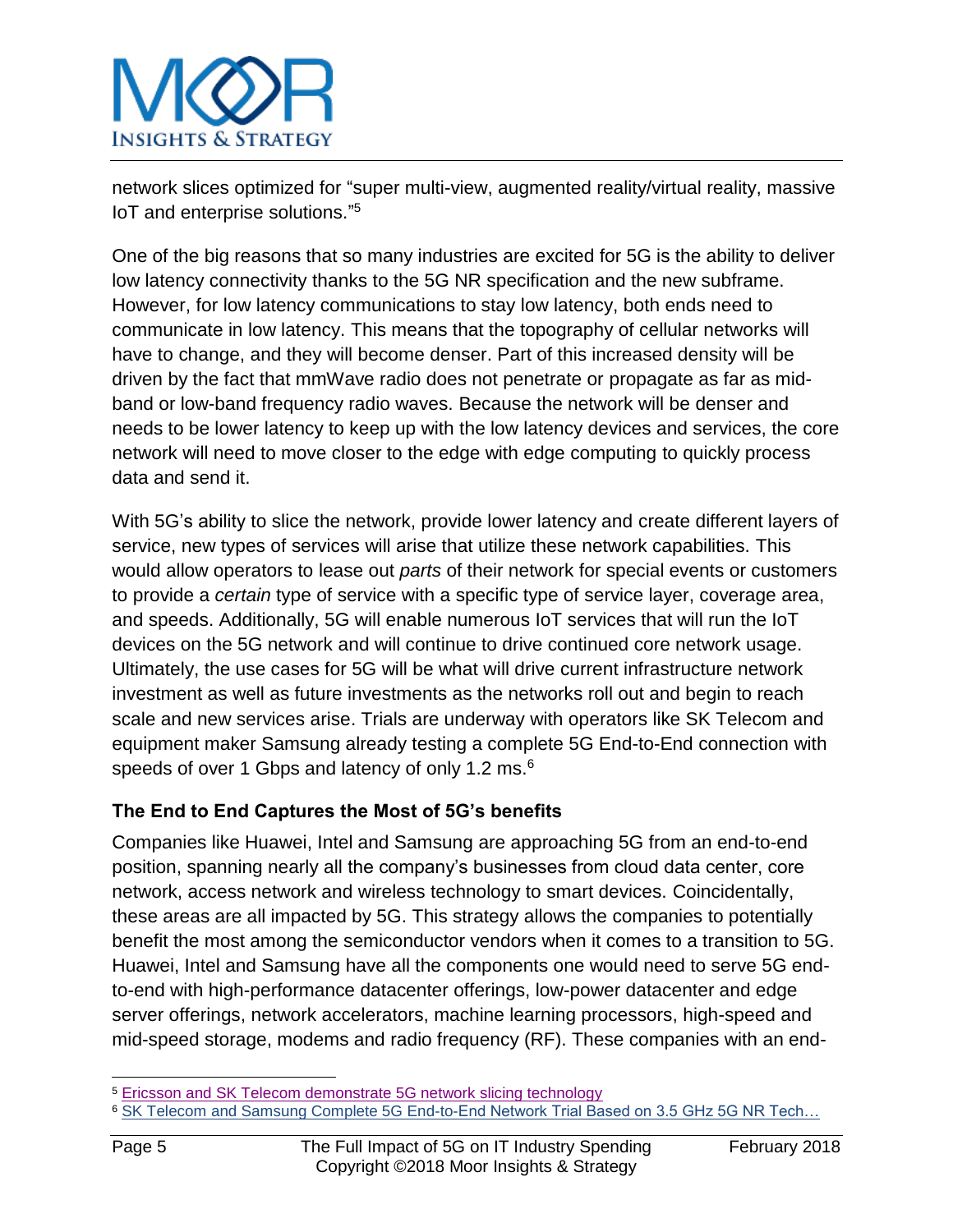network slices optimized for “super multi-view, augmented reality/virtual reality, massive IoT and enterprise solutions.”[5]

One of the big reasons that so many industries are excited for 5G is the ability to deliver low latency connectivity thanks to the 5G NR specification and the new subframe. However, for low latency communications to stay low latency, both ends need to communicate in low latency. This means that the topography of cellular networks will have to change, and they will become denser. Part of this increased density will be driven by the fact that mmWave radio does not penetrate or propagate as far as mid-band or low-band frequency radio waves. Because the network will be denser and needs to be lower latency to keep up with the low latency devices and services, the core network will need to move closer to the edge with edge computing to quickly process data and send it.

With 5G’s ability to slice the network, provide lower latency and create different layers of service, new types of services will arise that utilize these network capabilities. This would allow operators to lease out *parts* of their network for special events or customers to provide a *certain* type of service with a specific type of service layer, coverage area, and speeds. Additionally, 5G will enable numerous IoT services that will run the IoT devices on the 5G network and will continue to drive continued core network usage. Ultimately, the use cases for 5G will be what will drive current infrastructure network investment as well as future investments as the networks roll out and begin to reach scale and new services arise. Trials are underway with operators like SK Telecom and equipment maker Samsung already testing a complete 5G End-to-End connection with speeds of over 1 Gbps and latency of only 1.2 ms.[6]

### The End to End Captures the Most of 5G’s benefits

Companies like Huawei, Intel and Samsung are approaching 5G from an end-to-end position, spanning nearly all the company’s businesses from cloud data center, core network, access network and wireless technology to smart devices. Coincidentally, these areas are all impacted by 5G. This strategy allows the companies to potentially benefit the most among the semiconductor vendors when it comes to a transition to 5G. Huawei, Intel and Samsung have all the components one would need to serve 5G end-to-end with high-performance datacenter offerings, low-power datacenter and edge server offerings, network accelerators, machine learning processors, high-speed and mid-speed storage, modems and radio frequency (RF). These companies with an end-

---

[5] Ericsson and SK Telecom demonstrate 5G network slicing technology

[6] SK Telecom and Samsung Complete 5G End-to-End Network Trial Based on 3.5 GHz 5G NR Tech…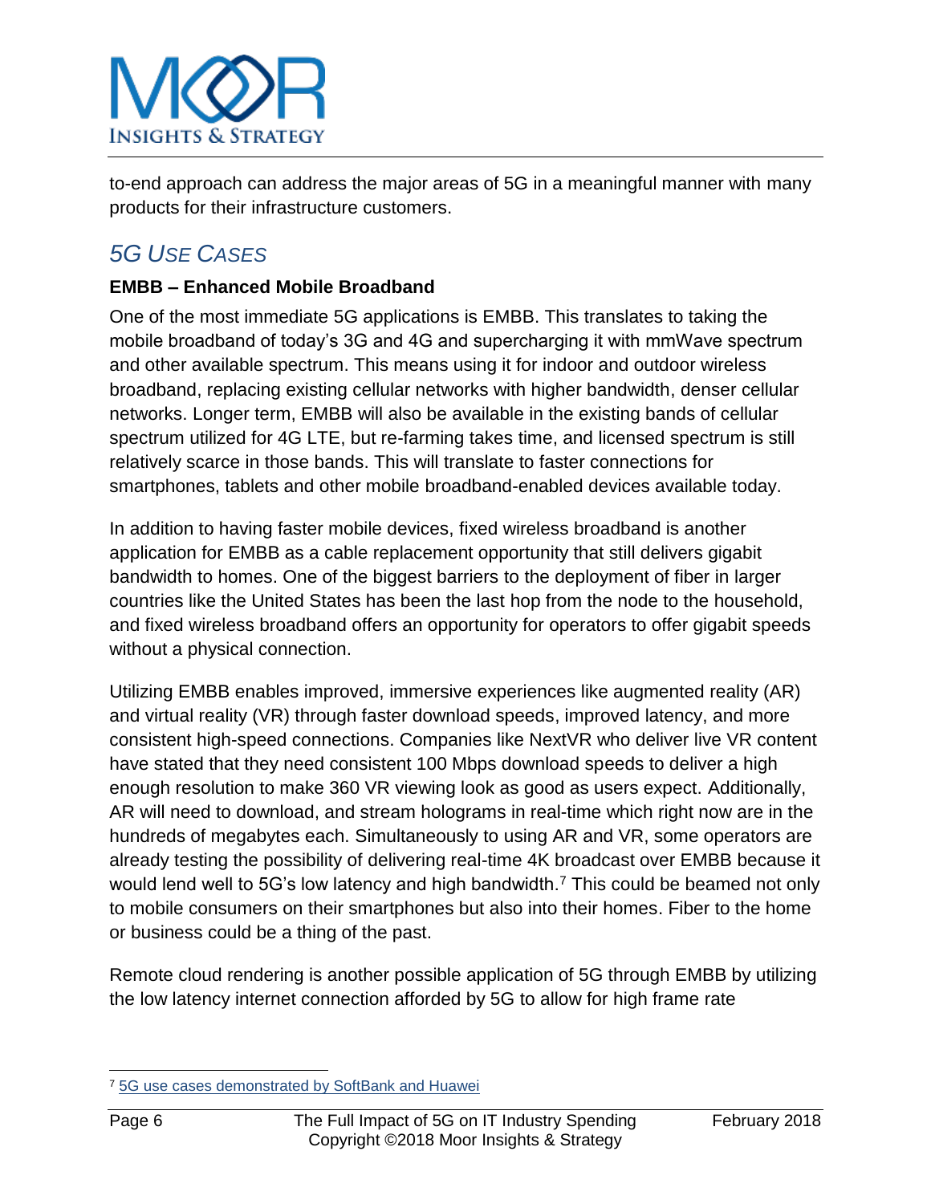to-end approach can address the major areas of 5G in a meaningful manner with many products for their infrastructure customers.

## *5G USE CASES*

**EMBB – Enhanced Mobile Broadband**

One of the most immediate 5G applications is EMBB. This translates to taking the mobile broadband of today's 3G and 4G and supercharging it with mmWave spectrum and other available spectrum. This means using it for indoor and outdoor wireless broadband, replacing existing cellular networks with higher bandwidth, denser cellular networks. Longer term, EMBB will also be available in the existing bands of cellular spectrum utilized for 4G LTE, but re-farming takes time, and licensed spectrum is still relatively scarce in those bands. This will translate to faster connections for smartphones, tablets and other mobile broadband-enabled devices available today.

In addition to having faster mobile devices, fixed wireless broadband is another application for EMBB as a cable replacement opportunity that still delivers gigabit bandwidth to homes. One of the biggest barriers to the deployment of fiber in larger countries like the United States has been the last hop from the node to the household, and fixed wireless broadband offers an opportunity for operators to offer gigabit speeds without a physical connection.

Utilizing EMBB enables improved, immersive experiences like augmented reality (AR) and virtual reality (VR) through faster download speeds, improved latency, and more consistent high-speed connections. Companies like NextVR who deliver live VR content have stated that they need consistent 100 Mbps download speeds to deliver a high enough resolution to make 360 VR viewing look as good as users expect. Additionally, AR will need to download, and stream holograms in real-time which right now are in the hundreds of megabytes each. Simultaneously to using AR and VR, some operators are already testing the possibility of delivering real-time 4K broadcast over EMBB because it would lend well to 5G's low latency and high bandwidth.[7] This could be beamed not only to mobile consumers on their smartphones but also into their homes. Fiber to the home or business could be a thing of the past.

Remote cloud rendering is another possible application of 5G through EMBB by utilizing the low latency internet connection afforded by 5G to allow for high frame rate

---

[7] 5G use cases demonstrated by SoftBank and Huawei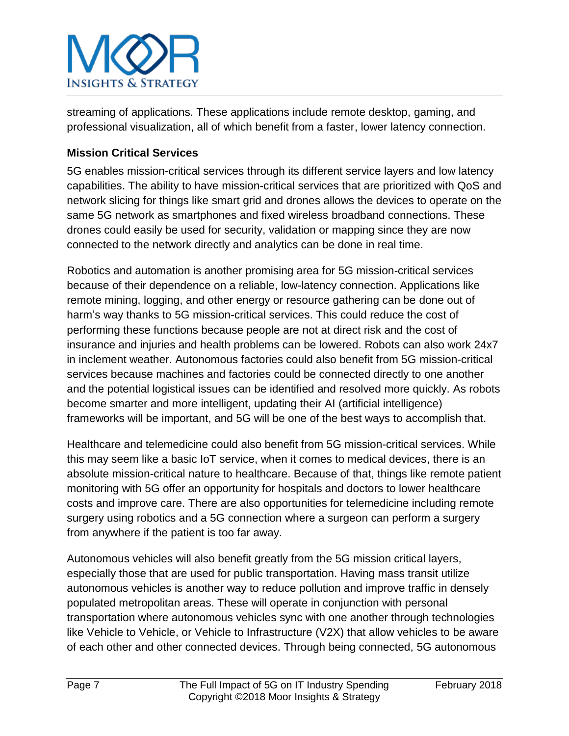streaming of applications. These applications include remote desktop, gaming, and professional visualization, all of which benefit from a faster, lower latency connection.

### Mission Critical Services

5G enables mission-critical services through its different service layers and low latency capabilities. The ability to have mission-critical services that are prioritized with QoS and network slicing for things like smart grid and drones allows the devices to operate on the same 5G network as smartphones and fixed wireless broadband connections. These drones could easily be used for security, validation or mapping since they are now connected to the network directly and analytics can be done in real time.

Robotics and automation is another promising area for 5G mission-critical services because of their dependence on a reliable, low-latency connection. Applications like remote mining, logging, and other energy or resource gathering can be done out of harm's way thanks to 5G mission-critical services. This could reduce the cost of performing these functions because people are not at direct risk and the cost of insurance and injuries and health problems can be lowered. Robots can also work 24x7 in inclement weather. Autonomous factories could also benefit from 5G mission-critical services because machines and factories could be connected directly to one another and the potential logistical issues can be identified and resolved more quickly. As robots become smarter and more intelligent, updating their AI (artificial intelligence) frameworks will be important, and 5G will be one of the best ways to accomplish that.

Healthcare and telemedicine could also benefit from 5G mission-critical services. While this may seem like a basic IoT service, when it comes to medical devices, there is an absolute mission-critical nature to healthcare. Because of that, things like remote patient monitoring with 5G offer an opportunity for hospitals and doctors to lower healthcare costs and improve care. There are also opportunities for telemedicine including remote surgery using robotics and a 5G connection where a surgeon can perform a surgery from anywhere if the patient is too far away.

Autonomous vehicles will also benefit greatly from the 5G mission critical layers, especially those that are used for public transportation. Having mass transit utilize autonomous vehicles is another way to reduce pollution and improve traffic in densely populated metropolitan areas. These will operate in conjunction with personal transportation where autonomous vehicles sync with one another through technologies like Vehicle to Vehicle, or Vehicle to Infrastructure (V2X) that allow vehicles to be aware of each other and other connected devices. Through being connected, 5G autonomous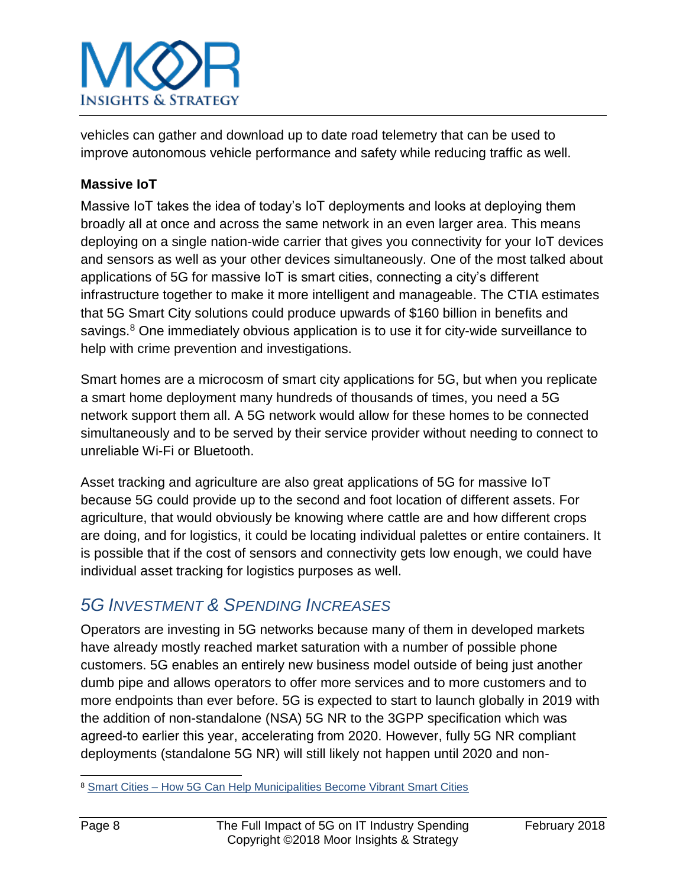vehicles can gather and download up to date road telemetry that can be used to improve autonomous vehicle performance and safety while reducing traffic as well.

### Massive IoT

Massive IoT takes the idea of today's IoT deployments and looks at deploying them broadly all at once and across the same network in an even larger area. This means deploying on a single nation-wide carrier that gives you connectivity for your IoT devices and sensors as well as your other devices simultaneously. One of the most talked about applications of 5G for massive IoT is smart cities, connecting a city's different infrastructure together to make it more intelligent and manageable. The CTIA estimates that 5G Smart City solutions could produce upwards of $160 billion in benefits and savings.[8] One immediately obvious application is to use it for city-wide surveillance to help with crime prevention and investigations.

Smart homes are a microcosm of smart city applications for 5G, but when you replicate a smart home deployment many hundreds of thousands of times, you need a 5G network support them all. A 5G network would allow for these homes to be connected simultaneously and to be served by their service provider without needing to connect to unreliable Wi-Fi or Bluetooth.

Asset tracking and agriculture are also great applications of 5G for massive IoT because 5G could provide up to the second and foot location of different assets. For agriculture, that would obviously be knowing where cattle are and how different crops are doing, and for logistics, it could be locating individual palettes or entire containers. It is possible that if the cost of sensors and connectivity gets low enough, we could have individual asset tracking for logistics purposes as well.

## *5G Investment & Spending Increases*

Operators are investing in 5G networks because many of them in developed markets have already mostly reached market saturation with a number of possible phone customers. 5G enables an entirely new business model outside of being just another dumb pipe and allows operators to offer more services and to more customers and to more endpoints than ever before. 5G is expected to start to launch globally in 2019 with the addition of non-standalone (NSA) 5G NR to the 3GPP specification which was agreed-to earlier this year, accelerating from 2020. However, fully 5G NR compliant deployments (standalone 5G NR) will still likely not happen until 2020 and non-

[8] Smart Cities – How 5G Can Help Municipalities Become Vibrant Smart Cities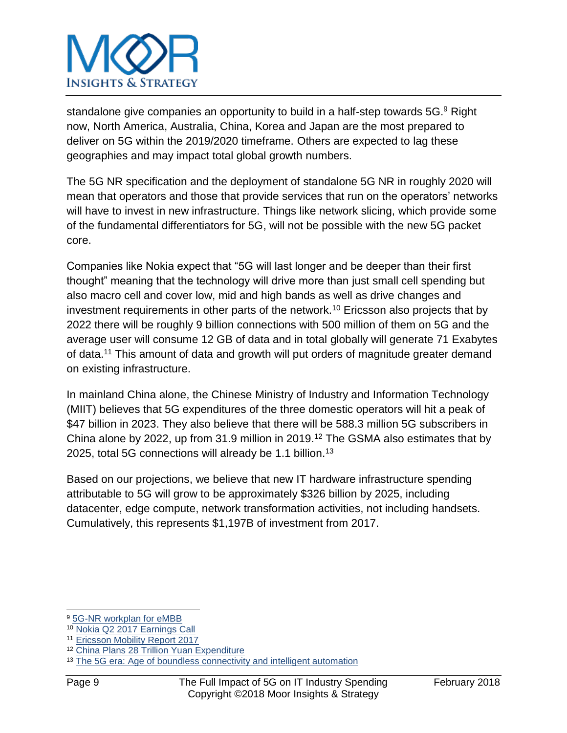standalone give companies an opportunity to build in a half-step towards 5G.[9] Right now, North America, Australia, China, Korea and Japan are the most prepared to deliver on 5G within the 2019/2020 timeframe. Others are expected to lag these geographies and may impact total global growth numbers.

The 5G NR specification and the deployment of standalone 5G NR in roughly 2020 will mean that operators and those that provide services that run on the operators' networks will have to invest in new infrastructure. Things like network slicing, which provide some of the fundamental differentiators for 5G, will not be possible with the new 5G packet core.

Companies like Nokia expect that "5G will last longer and be deeper than their first thought" meaning that the technology will drive more than just small cell spending but also macro cell and cover low, mid and high bands as well as drive changes and investment requirements in other parts of the network.[10] Ericsson also projects that by 2022 there will be roughly 9 billion connections with 500 million of them on 5G and the average user will consume 12 GB of data and in total globally will generate 71 Exabytes of data.[11] This amount of data and growth will put orders of magnitude greater demand on existing infrastructure.

In mainland China alone, the Chinese Ministry of Industry and Information Technology (MIIT) believes that 5G expenditures of the three domestic operators will hit a peak of $47 billion in 2023. They also believe that there will be 588.3 million 5G subscribers in China alone by 2022, up from 31.9 million in 2019.[12] The GSMA also estimates that by 2025, total 5G connections will already be 1.1 billion.[13]

Based on our projections, we believe that new IT hardware infrastructure spending attributable to 5G will grow to be approximately $326 billion by 2025, including datacenter, edge compute, network transformation activities, not including handsets. Cumulatively, this represents $1,197B of investment from 2017.

---

[9] 5G-NR workplan for eMBB

[10] Nokia Q2 2017 Earnings Call

[11] Ericsson Mobility Report 2017

[12] China Plans 28 Trillion Yuan Expenditure

[13] The 5G era: Age of boundless connectivity and intelligent automation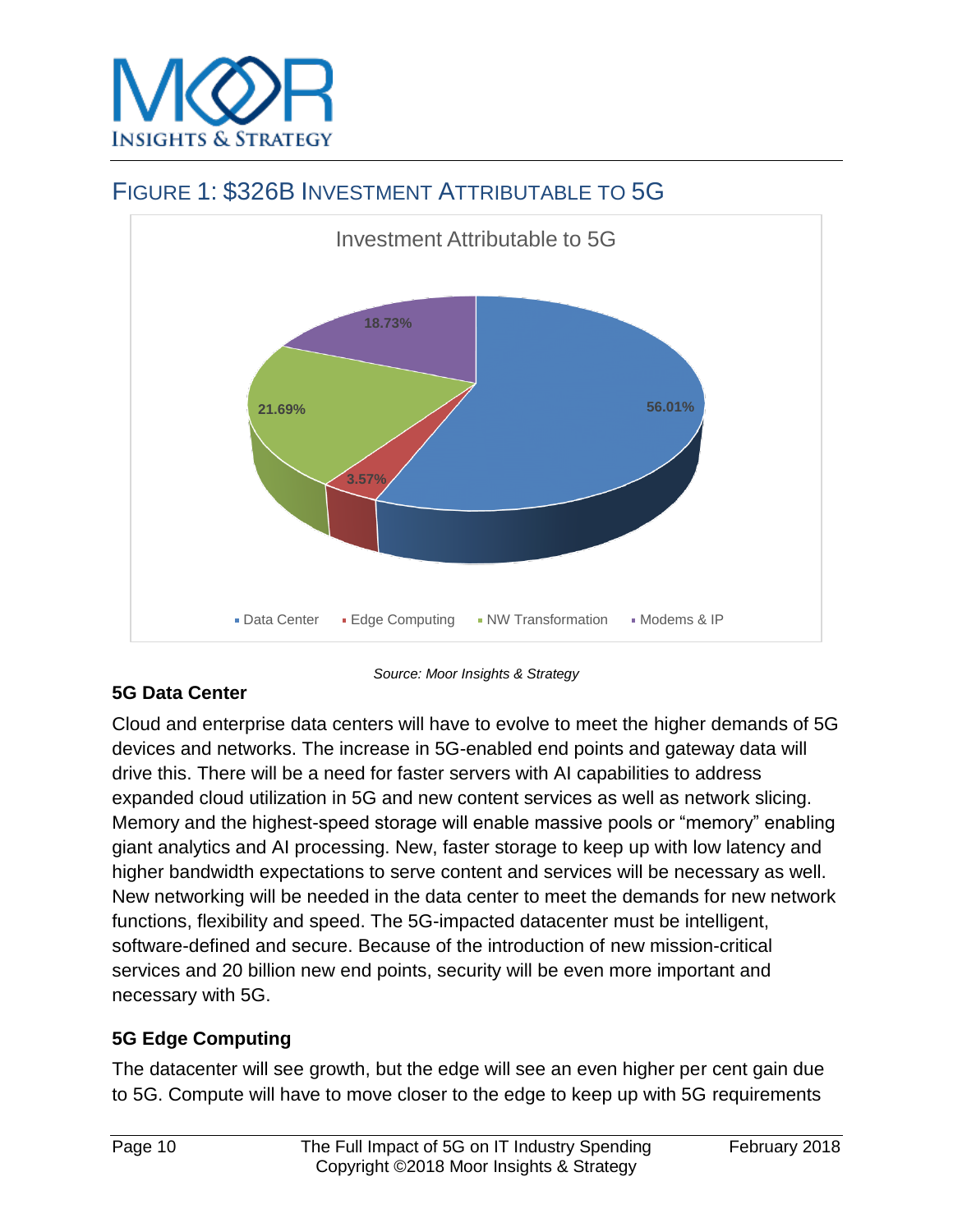## FIGURE 1: $326B INVESTMENT ATTRIBUTABLE TO 5G

Investment Attributable to 5G

| Category | Share |
|---|---|
| Data Center | 56.01% |
| Edge Computing | 3.57% |
| NW Transformation | 21.69% |
| Modems & IP | 18.73% |

*Source: Moor Insights & Strategy*

### 5G Data Center

Cloud and enterprise data centers will have to evolve to meet the higher demands of 5G devices and networks. The increase in 5G-enabled end points and gateway data will drive this. There will be a need for faster servers with AI capabilities to address expanded cloud utilization in 5G and new content services as well as network slicing. Memory and the highest-speed storage will enable massive pools or "memory" enabling giant analytics and AI processing. New, faster storage to keep up with low latency and higher bandwidth expectations to serve content and services will be necessary as well. New networking will be needed in the data center to meet the demands for new network functions, flexibility and speed. The 5G-impacted datacenter must be intelligent, software-defined and secure. Because of the introduction of new mission-critical services and 20 billion new end points, security will be even more important and necessary with 5G.

### 5G Edge Computing

The datacenter will see growth, but the edge will see an even higher per cent gain due to 5G. Compute will have to move closer to the edge to keep up with 5G requirements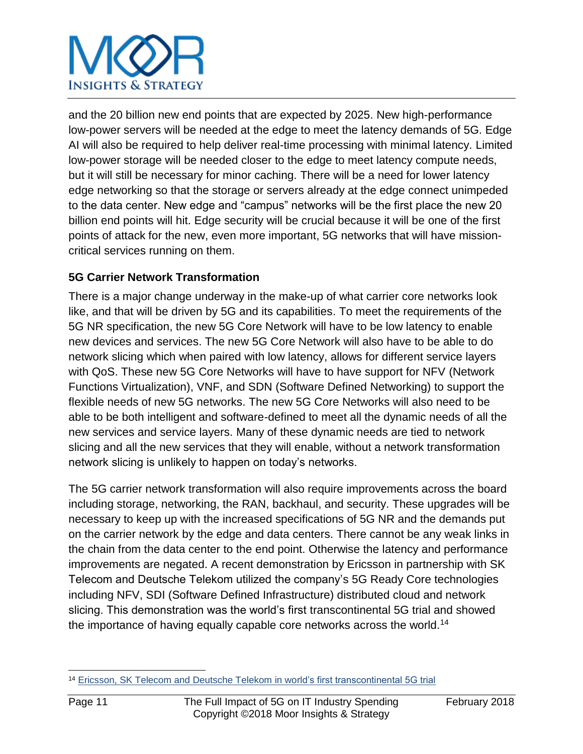and the 20 billion new end points that are expected by 2025. New high-performance low-power servers will be needed at the edge to meet the latency demands of 5G. Edge AI will also be required to help deliver real-time processing with minimal latency. Limited low-power storage will be needed closer to the edge to meet latency compute needs, but it will still be necessary for minor caching. There will be a need for lower latency edge networking so that the storage or servers already at the edge connect unimpeded to the data center. New edge and "campus" networks will be the first place the new 20 billion end points will hit. Edge security will be crucial because it will be one of the first points of attack for the new, even more important, 5G networks that will have mission-critical services running on them.

**5G Carrier Network Transformation**

There is a major change underway in the make-up of what carrier core networks look like, and that will be driven by 5G and its capabilities. To meet the requirements of the 5G NR specification, the new 5G Core Network will have to be low latency to enable new devices and services. The new 5G Core Network will also have to be able to do network slicing which when paired with low latency, allows for different service layers with QoS. These new 5G Core Networks will have to have support for NFV (Network Functions Virtualization), VNF, and SDN (Software Defined Networking) to support the flexible needs of new 5G networks. The new 5G Core Networks will also need to be able to be both intelligent and software-defined to meet all the dynamic needs of all the new services and service layers. Many of these dynamic needs are tied to network slicing and all the new services that they will enable, without a network transformation network slicing is unlikely to happen on today's networks.

The 5G carrier network transformation will also require improvements across the board including storage, networking, the RAN, backhaul, and security. These upgrades will be necessary to keep up with the increased specifications of 5G NR and the demands put on the carrier network by the edge and data centers. There cannot be any weak links in the chain from the data center to the end point. Otherwise the latency and performance improvements are negated. A recent demonstration by Ericsson in partnership with SK Telecom and Deutsche Telekom utilized the company's 5G Ready Core technologies including NFV, SDI (Software Defined Infrastructure) distributed cloud and network slicing. This demonstration was the world's first transcontinental 5G trial and showed the importance of having equally capable core networks across the world.[14]

[14] Ericsson, SK Telecom and Deutsche Telekom in world's first transcontinental 5G trial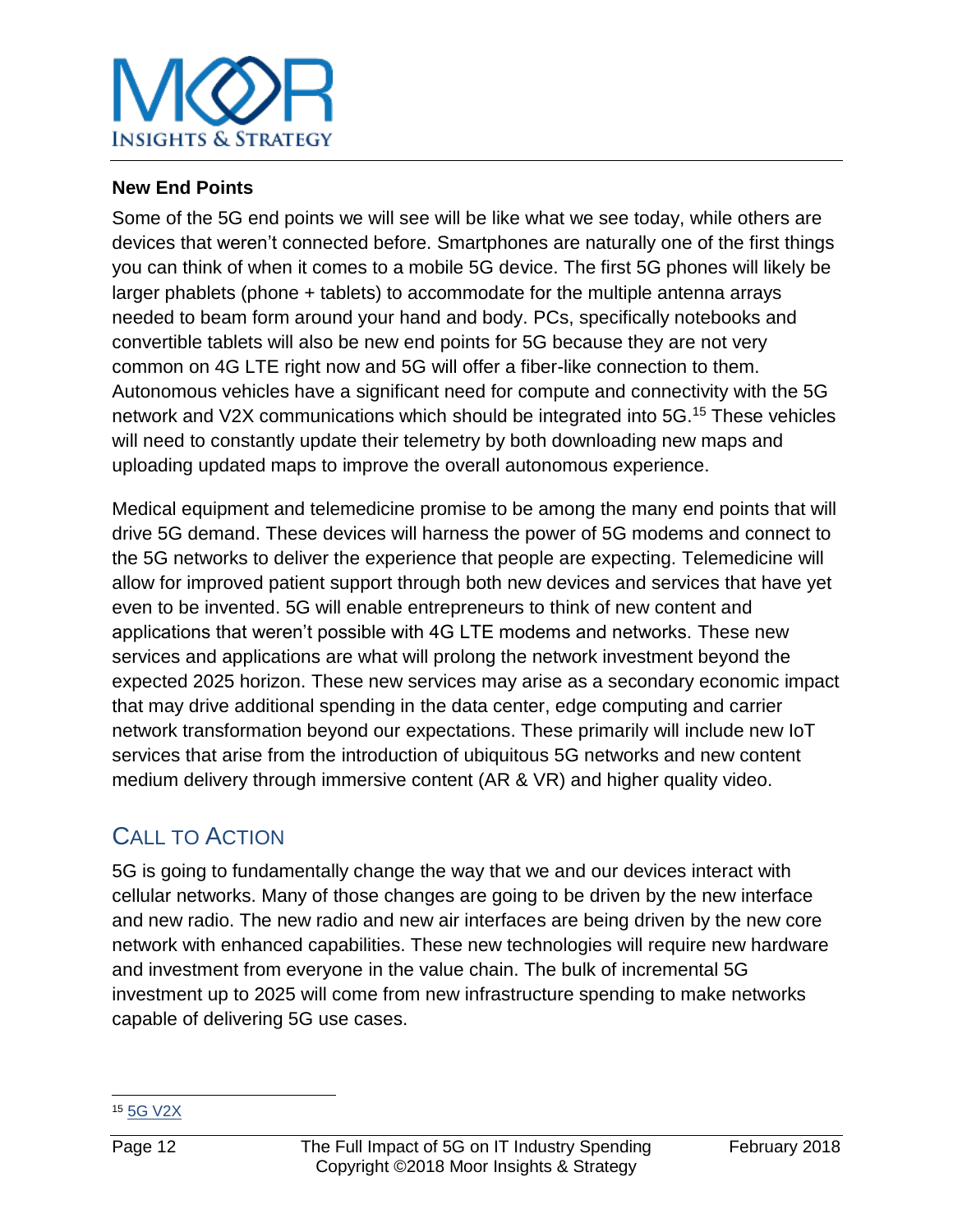### New End Points

Some of the 5G end points we will see will be like what we see today, while others are devices that weren't connected before. Smartphones are naturally one of the first things you can think of when it comes to a mobile 5G device. The first 5G phones will likely be larger phablets (phone + tablets) to accommodate for the multiple antenna arrays needed to beam form around your hand and body. PCs, specifically notebooks and convertible tablets will also be new end points for 5G because they are not very common on 4G LTE right now and 5G will offer a fiber-like connection to them. Autonomous vehicles have a significant need for compute and connectivity with the 5G network and V2X communications which should be integrated into 5G.[15] These vehicles will need to constantly update their telemetry by both downloading new maps and uploading updated maps to improve the overall autonomous experience.

Medical equipment and telemedicine promise to be among the many end points that will drive 5G demand. These devices will harness the power of 5G modems and connect to the 5G networks to deliver the experience that people are expecting. Telemedicine will allow for improved patient support through both new devices and services that have yet even to be invented. 5G will enable entrepreneurs to think of new content and applications that weren't possible with 4G LTE modems and networks. These new services and applications are what will prolong the network investment beyond the expected 2025 horizon. These new services may arise as a secondary economic impact that may drive additional spending in the data center, edge computing and carrier network transformation beyond our expectations. These primarily will include new IoT services that arise from the introduction of ubiquitous 5G networks and new content medium delivery through immersive content (AR & VR) and higher quality video.

## Call to Action

5G is going to fundamentally change the way that we and our devices interact with cellular networks. Many of those changes are going to be driven by the new interface and new radio. The new radio and new air interfaces are being driven by the new core network with enhanced capabilities. These new technologies will require new hardware and investment from everyone in the value chain. The bulk of incremental 5G investment up to 2025 will come from new infrastructure spending to make networks capable of delivering 5G use cases.

---

[15] 5G V2X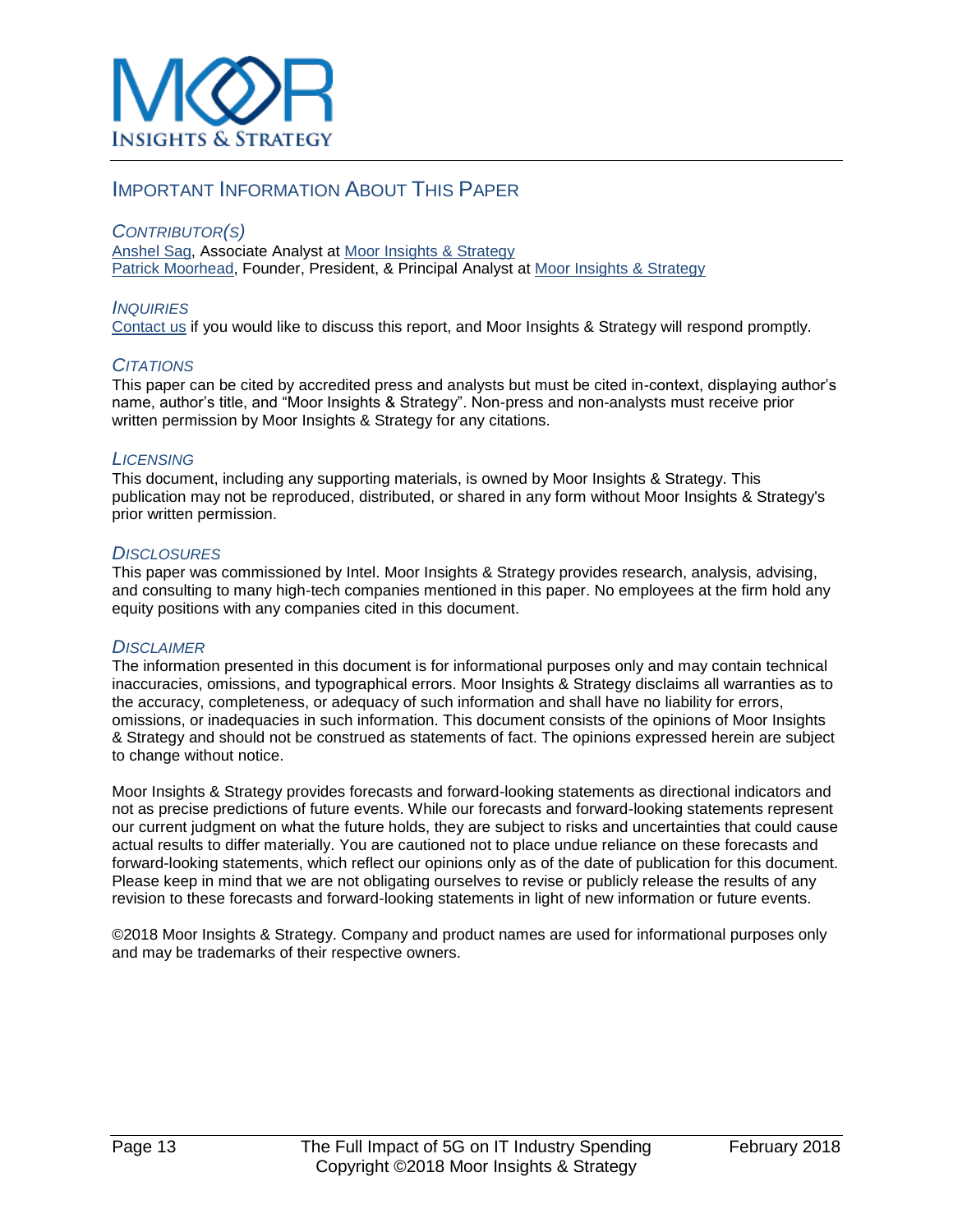## Important Information About This Paper

### *Contributor(s)*

Anshel Sag, Associate Analyst at Moor Insights & Strategy
Patrick Moorhead, Founder, President, & Principal Analyst at Moor Insights & Strategy

### *Inquiries*

Contact us if you would like to discuss this report, and Moor Insights & Strategy will respond promptly.

### *Citations*

This paper can be cited by accredited press and analysts but must be cited in-context, displaying author's name, author's title, and "Moor Insights & Strategy". Non-press and non-analysts must receive prior written permission by Moor Insights & Strategy for any citations.

### *Licensing*

This document, including any supporting materials, is owned by Moor Insights & Strategy. This publication may not be reproduced, distributed, or shared in any form without Moor Insights & Strategy's prior written permission.

### *Disclosures*

This paper was commissioned by Intel. Moor Insights & Strategy provides research, analysis, advising, and consulting to many high-tech companies mentioned in this paper. No employees at the firm hold any equity positions with any companies cited in this document.

### *Disclaimer*

The information presented in this document is for informational purposes only and may contain technical inaccuracies, omissions, and typographical errors. Moor Insights & Strategy disclaims all warranties as to the accuracy, completeness, or adequacy of such information and shall have no liability for errors, omissions, or inadequacies in such information. This document consists of the opinions of Moor Insights & Strategy and should not be construed as statements of fact. The opinions expressed herein are subject to change without notice.

Moor Insights & Strategy provides forecasts and forward-looking statements as directional indicators and not as precise predictions of future events. While our forecasts and forward-looking statements represent our current judgment on what the future holds, they are subject to risks and uncertainties that could cause actual results to differ materially. You are cautioned not to place undue reliance on these forecasts and forward-looking statements, which reflect our opinions only as of the date of publication for this document. Please keep in mind that we are not obligating ourselves to revise or publicly release the results of any revision to these forecasts and forward-looking statements in light of new information or future events.

©2018 Moor Insights & Strategy. Company and product names are used for informational purposes only and may be trademarks of their respective owners.